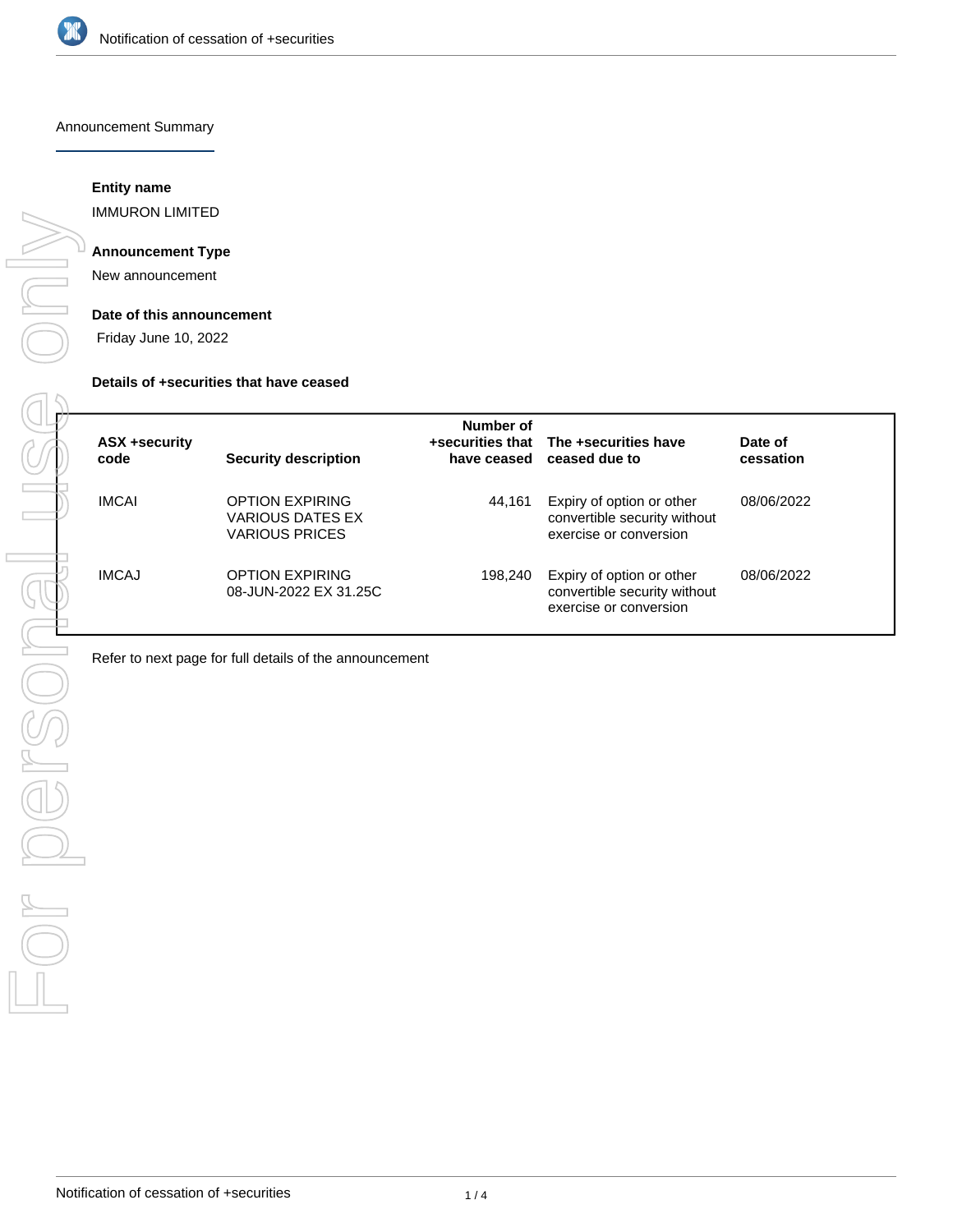## Announcement Summary

**Entity name**

IMMURON LIMITED

**Announcement Type**

New announcement

**Date of this announcement**

Friday June 10, 2022

**Details of +securities that have ceased**

| ASX +security code | Security description | Number of +securities that have ceased | The +securities have ceased due to | Date of cessation |
| --- | --- | --- | --- | --- |
| IMCAI | OPTION EXPIRING VARIOUS DATES EX VARIOUS PRICES | 44,161 | Expiry of option or other convertible security without exercise or conversion | 08/06/2022 |
| IMCAJ | OPTION EXPIRING 08-JUN-2022 EX 31.25C | 198,240 | Expiry of option or other convertible security without exercise or conversion | 08/06/2022 |

Refer to next page for full details of the announcement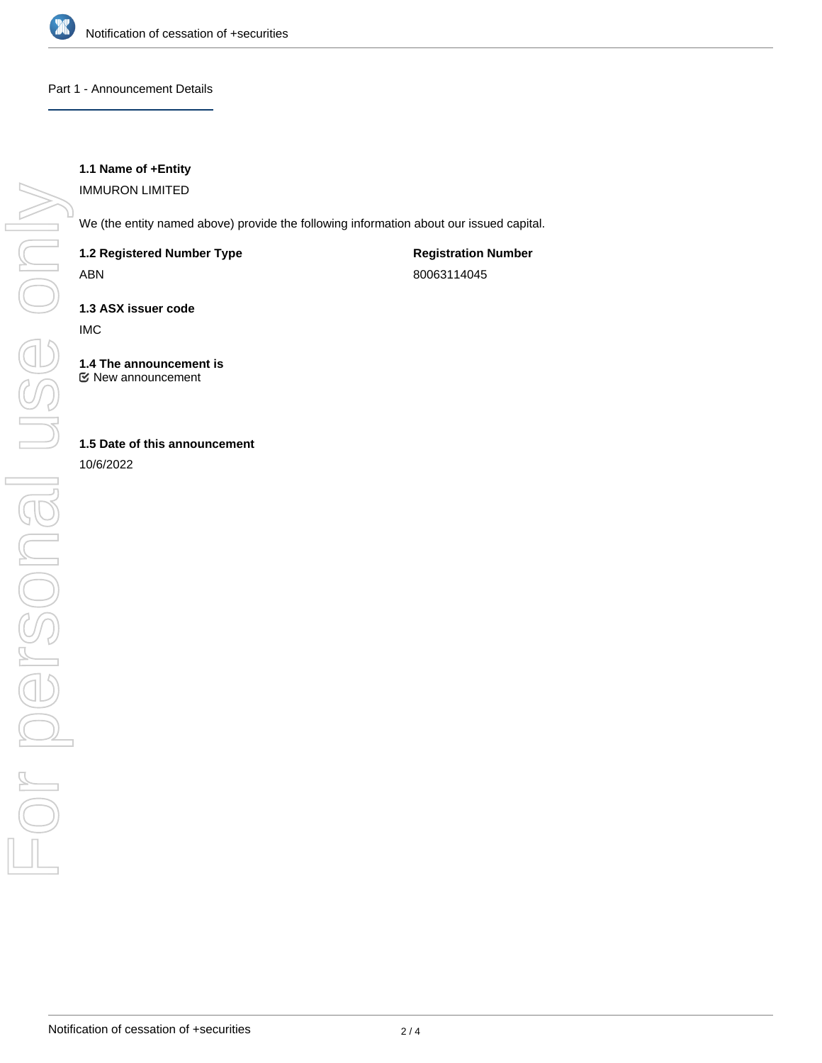## Part 1 - Announcement Details

**1.1 Name of +Entity**

IMMURON LIMITED

We (the entity named above) provide the following information about our issued capital.

**1.2 Registered Number Type**

ABN

**Registration Number**

80063114045

**1.3 ASX issuer code**

IMC

**1.4 The announcement is**

☑ New announcement

**1.5 Date of this announcement**

10/6/2022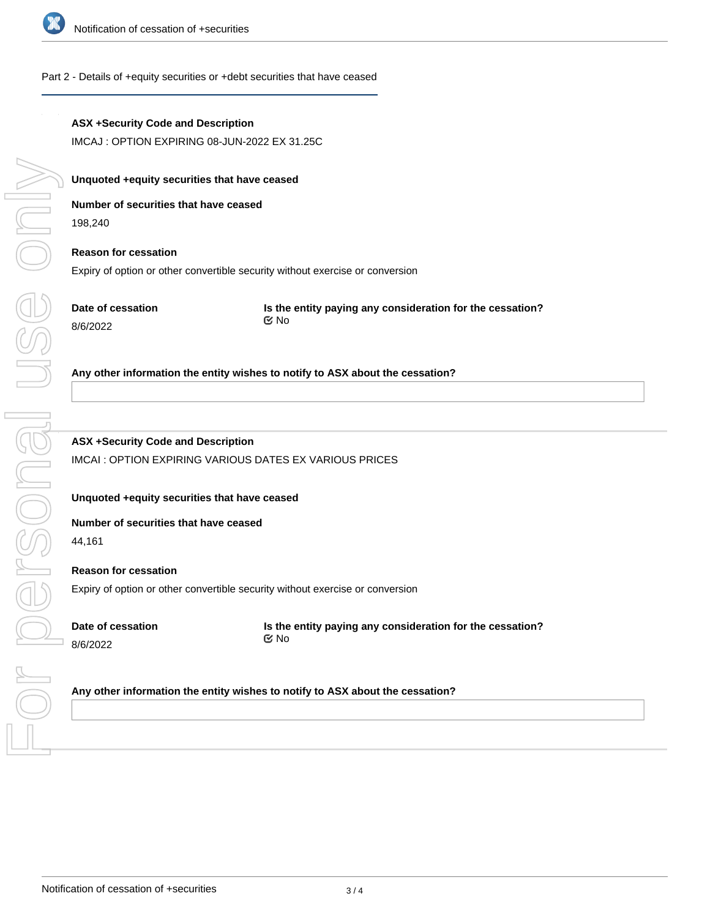## Part 2 - Details of +equity securities or +debt securities that have ceased

**ASX +Security Code and Description**

IMCAJ : OPTION EXPIRING 08-JUN-2022 EX 31.25C

**Unquoted +equity securities that have ceased**

**Number of securities that have ceased**

198,240

**Reason for cessation**

Expiry of option or other convertible security without exercise or conversion

**Date of cessation**

8/6/2022

**Is the entity paying any consideration for the cessation?**

No

**Any other information the entity wishes to notify to ASX about the cessation?**

---

**ASX +Security Code and Description**

IMCAI : OPTION EXPIRING VARIOUS DATES EX VARIOUS PRICES

**Unquoted +equity securities that have ceased**

**Number of securities that have ceased**

44,161

**Reason for cessation**

Expiry of option or other convertible security without exercise or conversion

**Date of cessation**

8/6/2022

**Is the entity paying any consideration for the cessation?**

No

**Any other information the entity wishes to notify to ASX about the cessation?**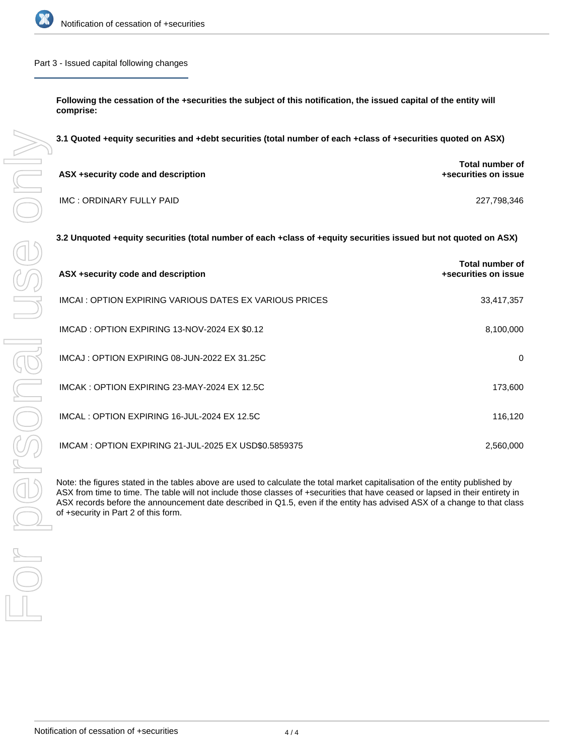## Part 3 - Issued capital following changes

**Following the cessation of the +securities the subject of this notification, the issued capital of the entity will comprise:**

**3.1 Quoted +equity securities and +debt securities (total number of each +class of +securities quoted on ASX)**

| ASX +security code and description | Total number of +securities on issue |
|---|---|
| IMC : ORDINARY FULLY PAID | 227,798,346 |

**3.2 Unquoted +equity securities (total number of each +class of +equity securities issued but not quoted on ASX)**

| ASX +security code and description | Total number of +securities on issue |
|---|---|
| IMCAI : OPTION EXPIRING VARIOUS DATES EX VARIOUS PRICES | 33,417,357 |
| IMCAD : OPTION EXPIRING 13-NOV-2024 EX $0.12 | 8,100,000 |
| IMCAJ : OPTION EXPIRING 08-JUN-2022 EX 31.25C | 0 |
| IMCAK : OPTION EXPIRING 23-MAY-2024 EX 12.5C | 173,600 |
| IMCAL : OPTION EXPIRING 16-JUL-2024 EX 12.5C | 116,120 |
| IMCAM : OPTION EXPIRING 21-JUL-2025 EX USD$0.5859375 | 2,560,000 |

Note: the figures stated in the tables above are used to calculate the total market capitalisation of the entity published by ASX from time to time. The table will not include those classes of +securities that have ceased or lapsed in their entirety in ASX records before the announcement date described in Q1.5, even if the entity has advised ASX of a change to that class of +security in Part 2 of this form.